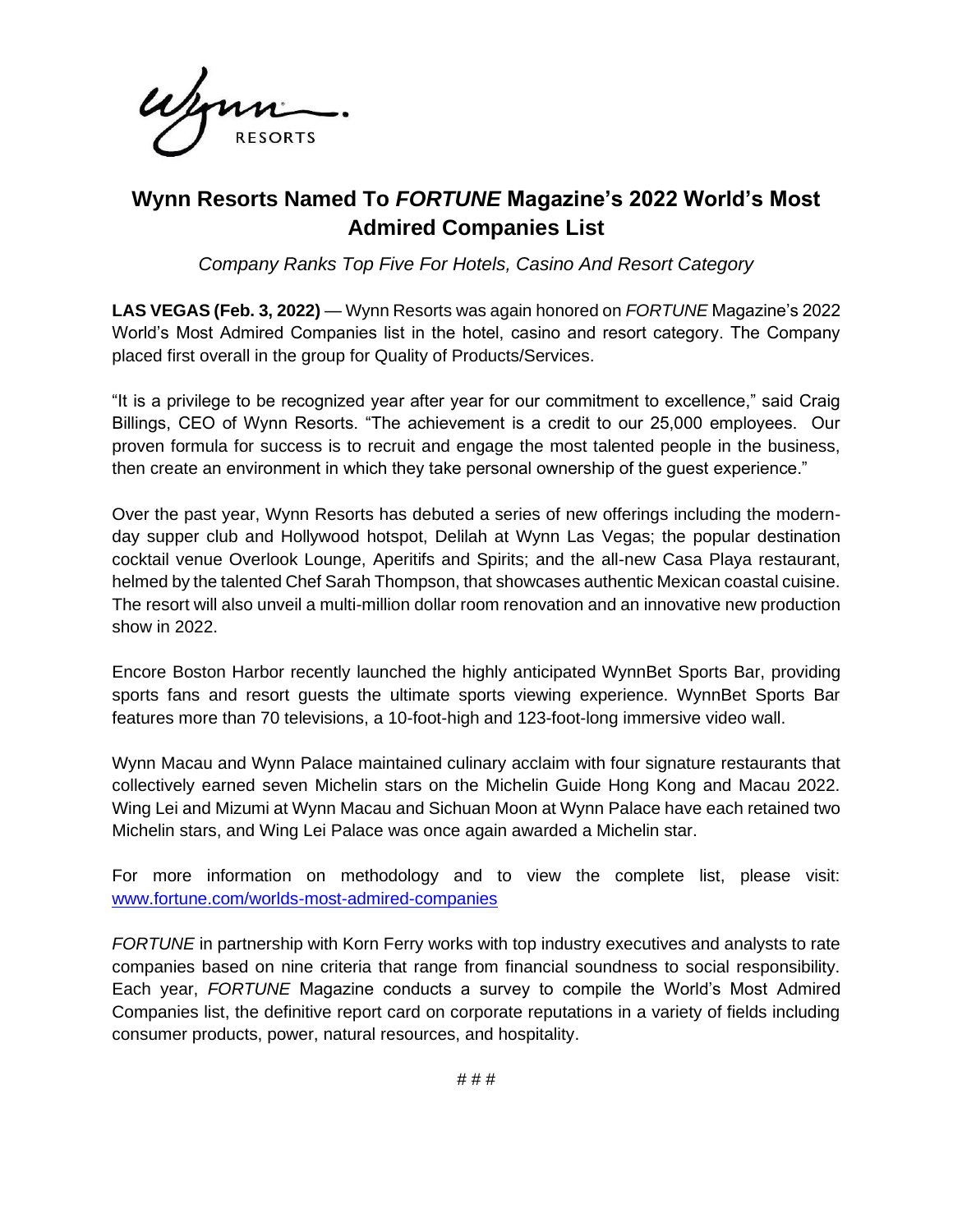Wynn RESORTS

# Wynn Resorts Named To *FORTUNE* Magazine's 2022 World's Most Admired Companies List

*Company Ranks Top Five For Hotels, Casino And Resort Category*

**LAS VEGAS (Feb. 3, 2022)** — Wynn Resorts was again honored on *FORTUNE* Magazine's 2022 World's Most Admired Companies list in the hotel, casino and resort category. The Company placed first overall in the group for Quality of Products/Services.

"It is a privilege to be recognized year after year for our commitment to excellence," said Craig Billings, CEO of Wynn Resorts. "The achievement is a credit to our 25,000 employees. Our proven formula for success is to recruit and engage the most talented people in the business, then create an environment in which they take personal ownership of the guest experience."

Over the past year, Wynn Resorts has debuted a series of new offerings including the modern-day supper club and Hollywood hotspot, Delilah at Wynn Las Vegas; the popular destination cocktail venue Overlook Lounge, Aperitifs and Spirits; and the all-new Casa Playa restaurant, helmed by the talented Chef Sarah Thompson, that showcases authentic Mexican coastal cuisine. The resort will also unveil a multi-million dollar room renovation and an innovative new production show in 2022.

Encore Boston Harbor recently launched the highly anticipated WynnBet Sports Bar, providing sports fans and resort guests the ultimate sports viewing experience. WynnBet Sports Bar features more than 70 televisions, a 10-foot-high and 123-foot-long immersive video wall.

Wynn Macau and Wynn Palace maintained culinary acclaim with four signature restaurants that collectively earned seven Michelin stars on the Michelin Guide Hong Kong and Macau 2022. Wing Lei and Mizumi at Wynn Macau and Sichuan Moon at Wynn Palace have each retained two Michelin stars, and Wing Lei Palace was once again awarded a Michelin star.

For more information on methodology and to view the complete list, please visit: [www.fortune.com/worlds-most-admired-companies](http://www.fortune.com/worlds-most-admired-companies)

*FORTUNE* in partnership with Korn Ferry works with top industry executives and analysts to rate companies based on nine criteria that range from financial soundness to social responsibility. Each year, *FORTUNE* Magazine conducts a survey to compile the World's Most Admired Companies list, the definitive report card on corporate reputations in a variety of fields including consumer products, power, natural resources, and hospitality.

# # #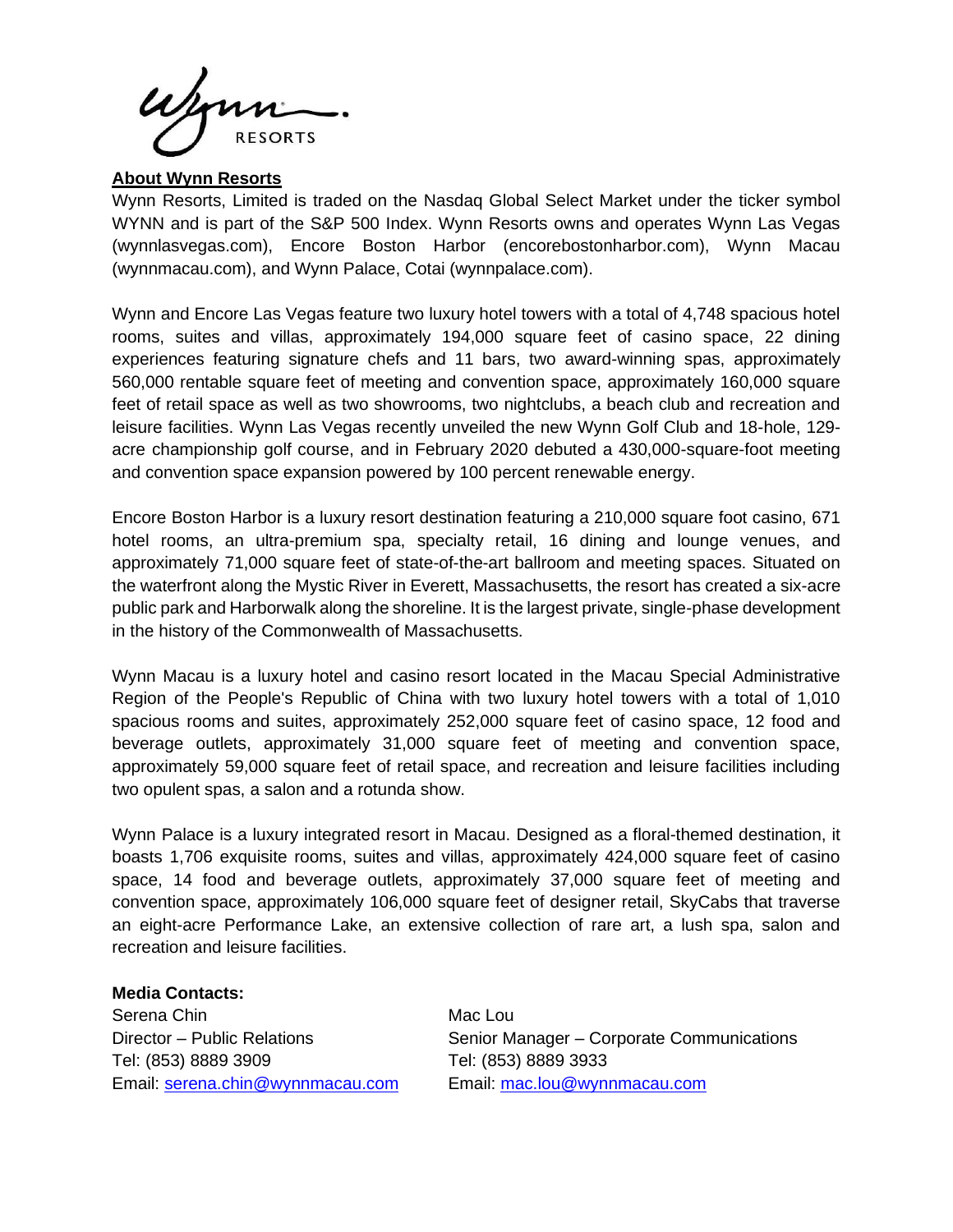**About Wynn Resorts**

Wynn Resorts, Limited is traded on the Nasdaq Global Select Market under the ticker symbol WYNN and is part of the S&P 500 Index. Wynn Resorts owns and operates Wynn Las Vegas (wynnlasvegas.com), Encore Boston Harbor (encorebostonharbor.com), Wynn Macau (wynnmacau.com), and Wynn Palace, Cotai (wynnpalace.com).

Wynn and Encore Las Vegas feature two luxury hotel towers with a total of 4,748 spacious hotel rooms, suites and villas, approximately 194,000 square feet of casino space, 22 dining experiences featuring signature chefs and 11 bars, two award-winning spas, approximately 560,000 rentable square feet of meeting and convention space, approximately 160,000 square feet of retail space as well as two showrooms, two nightclubs, a beach club and recreation and leisure facilities. Wynn Las Vegas recently unveiled the new Wynn Golf Club and 18-hole, 129-acre championship golf course, and in February 2020 debuted a 430,000-square-foot meeting and convention space expansion powered by 100 percent renewable energy.

Encore Boston Harbor is a luxury resort destination featuring a 210,000 square foot casino, 671 hotel rooms, an ultra-premium spa, specialty retail, 16 dining and lounge venues, and approximately 71,000 square feet of state-of-the-art ballroom and meeting spaces. Situated on the waterfront along the Mystic River in Everett, Massachusetts, the resort has created a six-acre public park and Harborwalk along the shoreline. It is the largest private, single-phase development in the history of the Commonwealth of Massachusetts.

Wynn Macau is a luxury hotel and casino resort located in the Macau Special Administrative Region of the People's Republic of China with two luxury hotel towers with a total of 1,010 spacious rooms and suites, approximately 252,000 square feet of casino space, 12 food and beverage outlets, approximately 31,000 square feet of meeting and convention space, approximately 59,000 square feet of retail space, and recreation and leisure facilities including two opulent spas, a salon and a rotunda show.

Wynn Palace is a luxury integrated resort in Macau. Designed as a floral-themed destination, it boasts 1,706 exquisite rooms, suites and villas, approximately 424,000 square feet of casino space, 14 food and beverage outlets, approximately 37,000 square feet of meeting and convention space, approximately 106,000 square feet of designer retail, SkyCabs that traverse an eight-acre Performance Lake, an extensive collection of rare art, a lush spa, salon and recreation and leisure facilities.

**Media Contacts:**

Serena Chin
Director – Public Relations
Tel: (853) 8889 3909
Email: serena.chin@wynnmacau.com

Mac Lou
Senior Manager – Corporate Communications
Tel: (853) 8889 3933
Email: mac.lou@wynnmacau.com